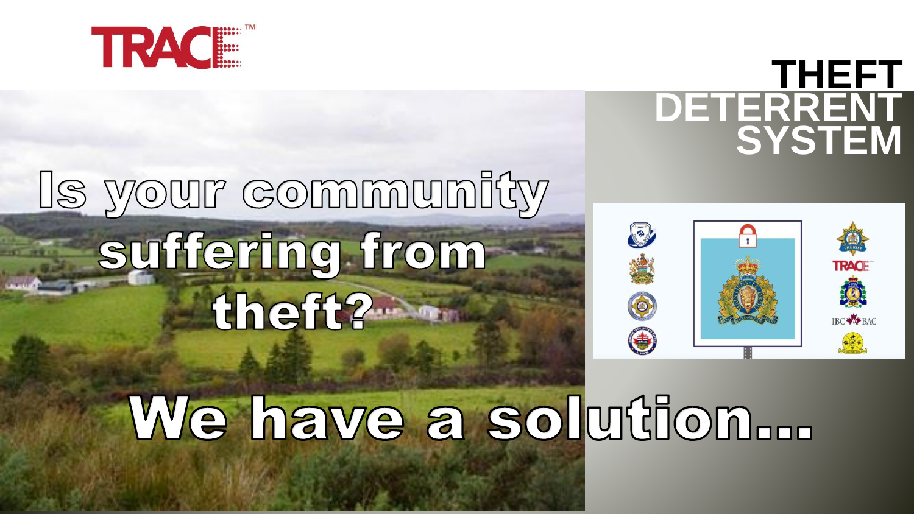TRACE™

# THEFT DETERRENT SYSTEM

## Is your community suffering from theft?

## We have a solution...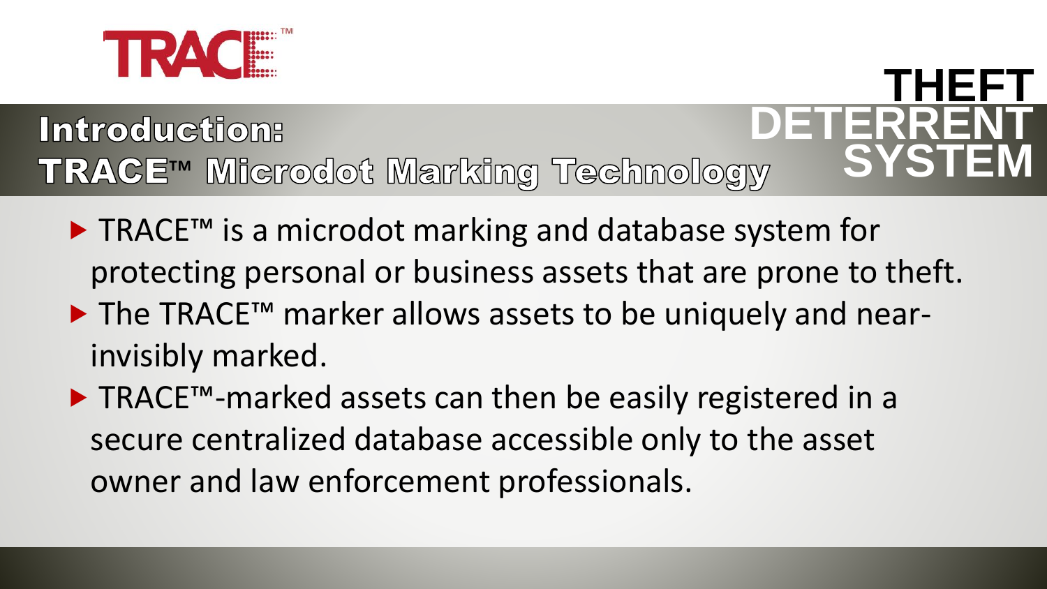TRACE™

# THEFT DETERRENT SYSTEM

## Introduction: TRACE™ Microdot Marking Technology

- TRACE™ is a microdot marking and database system for protecting personal or business assets that are prone to theft.
- The TRACE™ marker allows assets to be uniquely and near-invisibly marked.
- TRACE™-marked assets can then be easily registered in a secure centralized database accessible only to the asset owner and law enforcement professionals.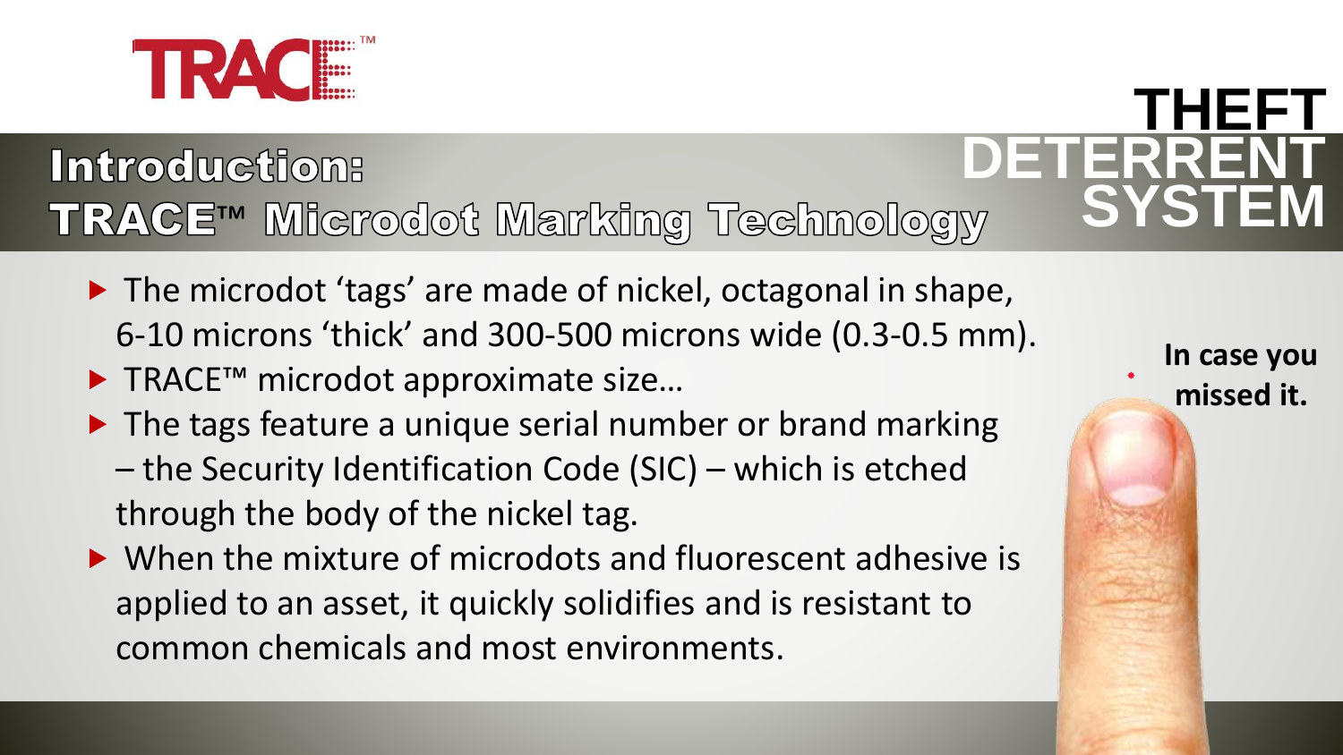TRACE™

# THEFT DETERRENT SYSTEM

## Introduction: TRACE™ Microdot Marking Technology

- The microdot ‘tags’ are made of nickel, octagonal in shape, 6-10 microns ‘thick’ and 300-500 microns wide (0.3-0.5 mm).
- TRACE™ microdot approximate size…
- The tags feature a unique serial number or brand marking – the Security Identification Code (SIC) – which is etched through the body of the nickel tag.
- When the mixture of microdots and fluorescent adhesive is applied to an asset, it quickly solidifies and is resistant to common chemicals and most environments.

**In case you missed it.**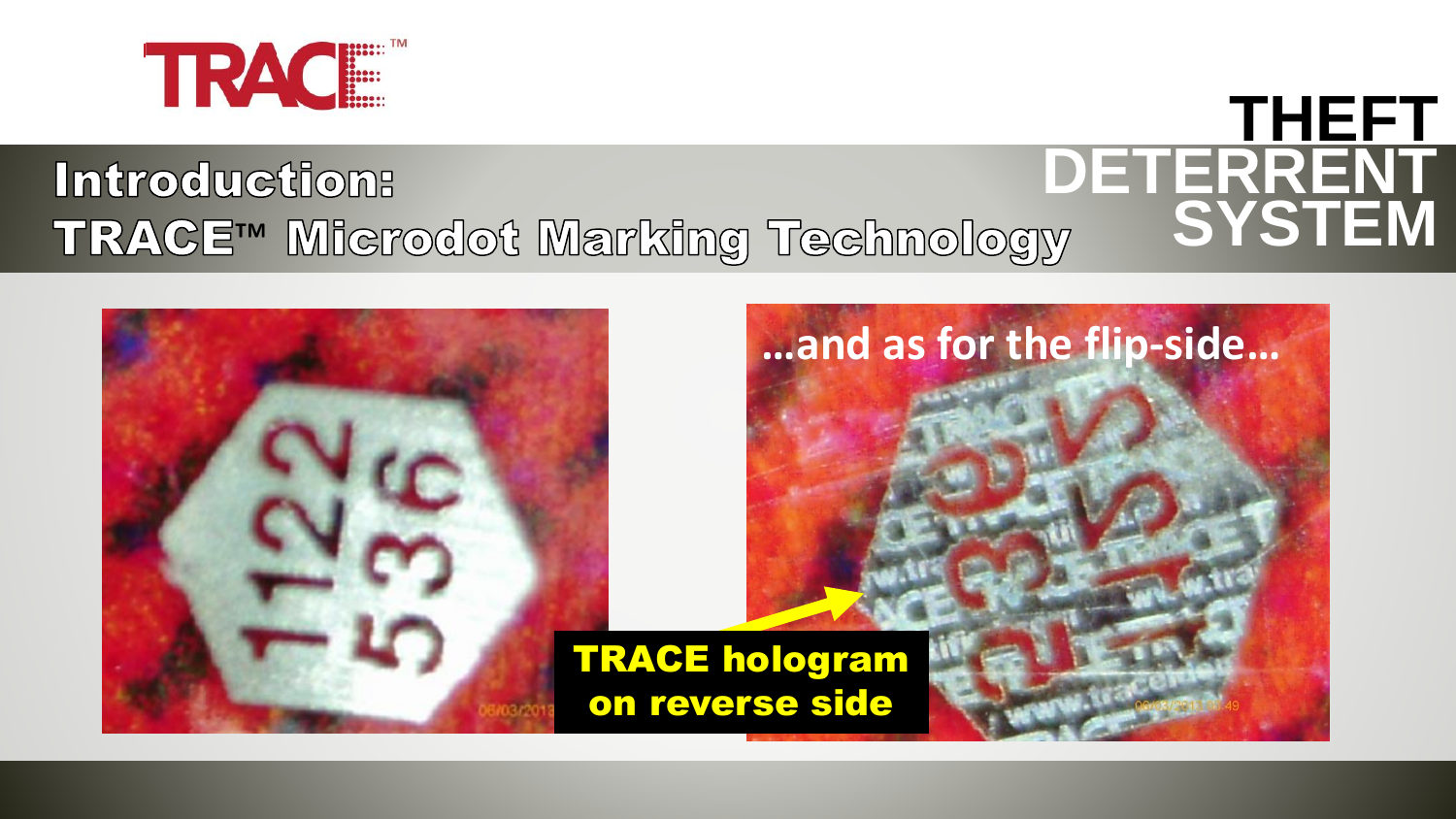TRACE™

# THEFT DETERRENT SYSTEM

## Introduction: TRACE™ Microdot Marking Technology

…and as for the flip-side…

**TRACE hologram on reverse side**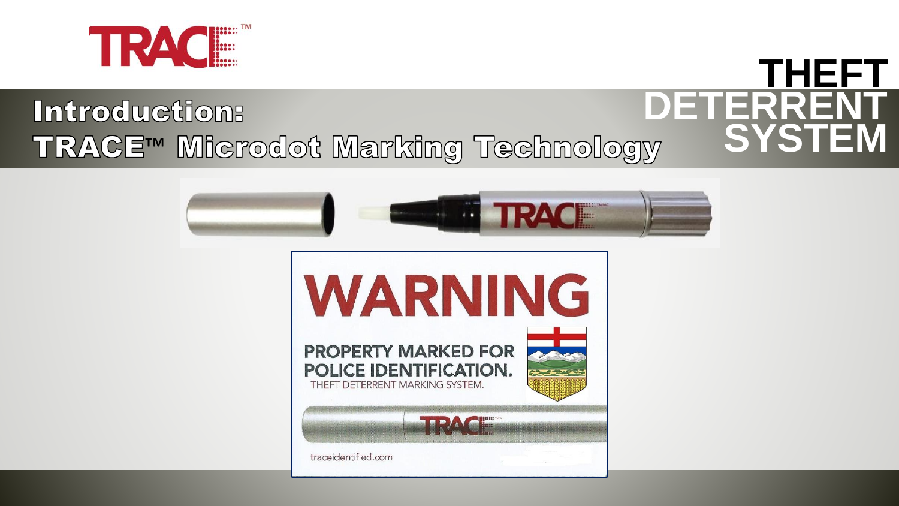# TRACE™

## THEFT DETERRENT SYSTEM

## Introduction:
## TRACE™ Microdot Marking Technology

WARNING

PROPERTY MARKED FOR POLICE IDENTIFICATION.

THEFT DETERRENT MARKING SYSTEM.

TRACE

traceidentified.com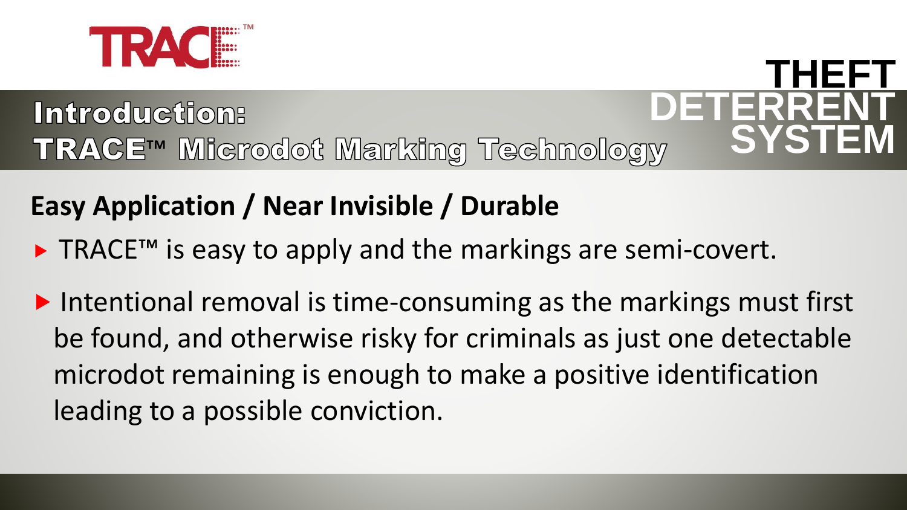TRACE™

# THEFT DETERRENT SYSTEM

## Introduction: TRACE™ Microdot Marking Technology

### Easy Application / Near Invisible / Durable

- TRACE™ is easy to apply and the markings are semi-covert.
- Intentional removal is time-consuming as the markings must first be found, and otherwise risky for criminals as just one detectable microdot remaining is enough to make a positive identification leading to a possible conviction.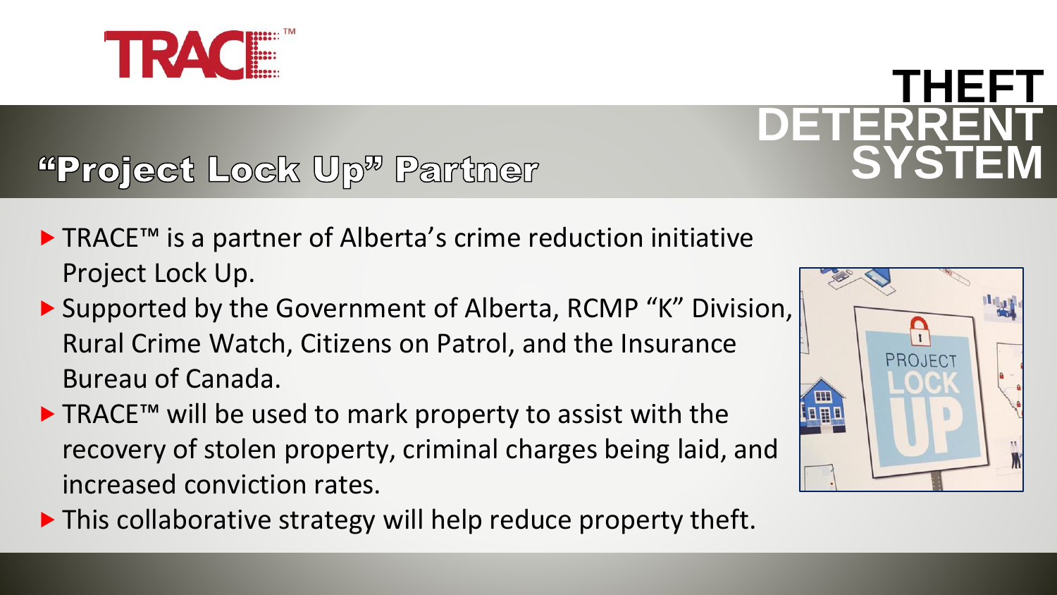TRACE™

# THEFT DETERRENT SYSTEM

## "Project Lock Up" Partner

- TRACE™ is a partner of Alberta's crime reduction initiative Project Lock Up.
- Supported by the Government of Alberta, RCMP "K" Division, Rural Crime Watch, Citizens on Patrol, and the Insurance Bureau of Canada.
- TRACE™ will be used to mark property to assist with the recovery of stolen property, criminal charges being laid, and increased conviction rates.
- This collaborative strategy will help reduce property theft.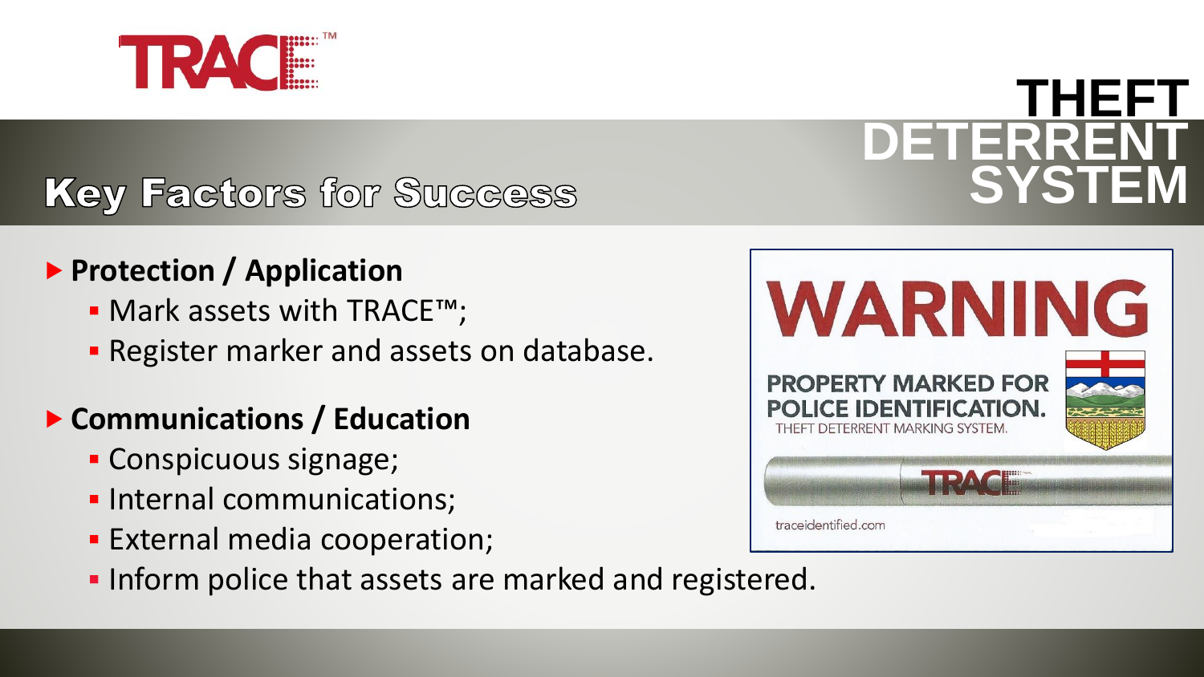# THEFT DETERRENT SYSTEM

## Key Factors for Success

- **Protection / Application**
  - Mark assets with TRACE™;
  - Register marker and assets on database.
- **Communications / Education**
  - Conspicuous signage;
  - Internal communications;
  - External media cooperation;
  - Inform police that assets are marked and registered.

WARNING

PROPERTY MARKED FOR POLICE IDENTIFICATION.

THEFT DETERRENT MARKING SYSTEM.

traceidentified.com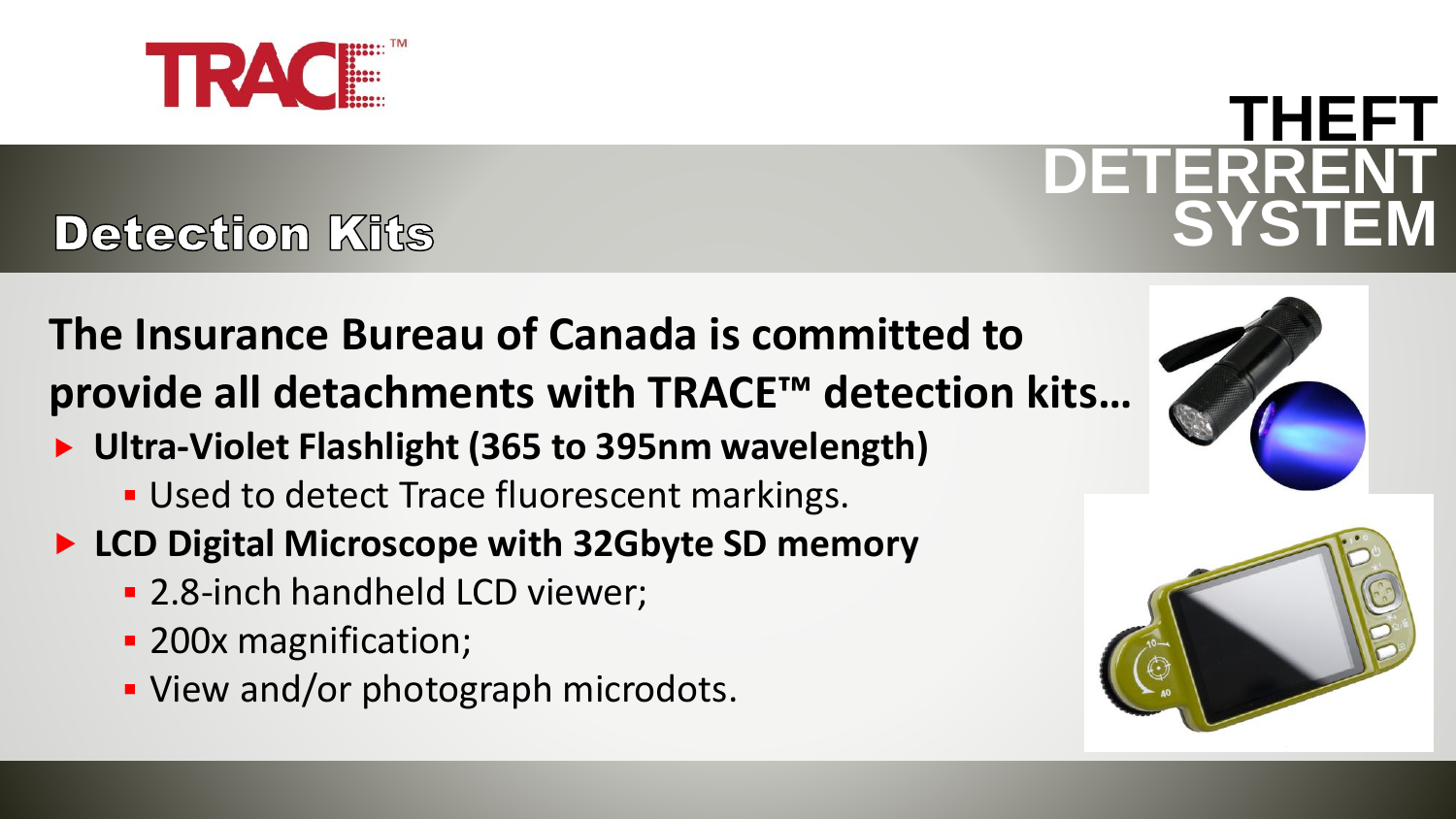TRACE™

# THEFT DETERRENT SYSTEM

## Detection Kits

**The Insurance Bureau of Canada is committed to provide all detachments with TRACE™ detection kits…**

- **Ultra-Violet Flashlight (365 to 395nm wavelength)**
  - Used to detect Trace fluorescent markings.
- **LCD Digital Microscope with 32Gbyte SD memory**
  - 2.8-inch handheld LCD viewer;
  - 200x magnification;
  - View and/or photograph microdots.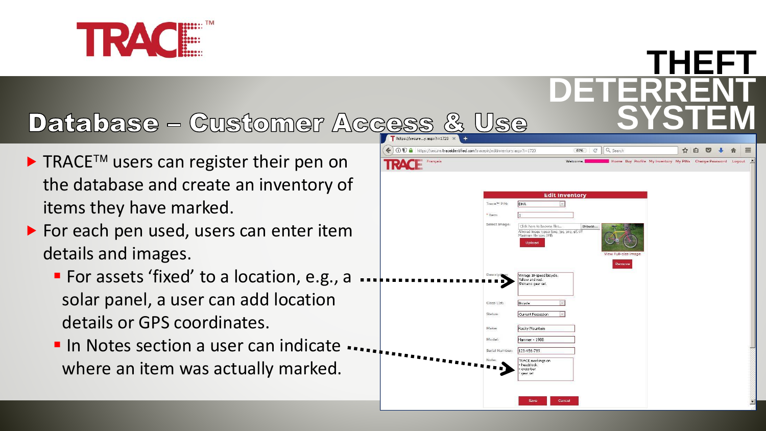# Database – Customer Access & Use

THEFT DETERRENT SYSTEM

- TRACE™ users can register their pen on the database and create an inventory of items they have marked.
- For each pen used, users can enter item details and images.
  - For assets 'fixed' to a location, e.g., a solar panel, a user can add location details or GPS coordinates.
  - In Notes section a user can indicate where an item was actually marked.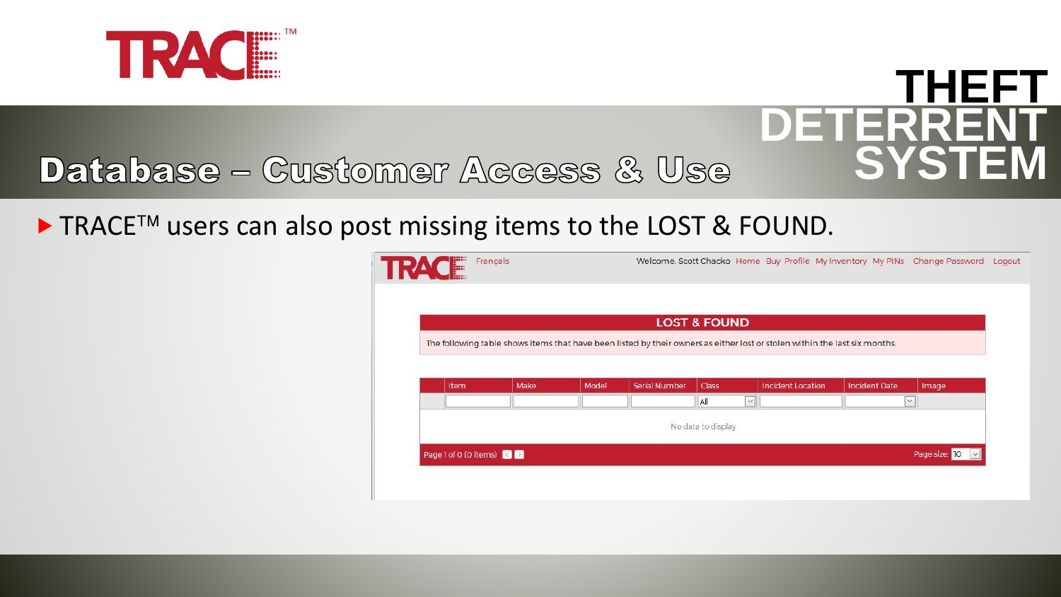TRACE™

# THEFT DETERRENT SYSTEM

## Database – Customer Access & Use

- TRACE™ users can also post missing items to the LOST & FOUND.

TRACE Français Welcome, Scott Chacko Home Buy Profile My Inventory My PINs Change Password Logout

**LOST & FOUND**

The following table shows items that have been listed by their owners as either lost or stolen within the last six months.

| Item | Make | Model | Serial Number | Class | Incident Location | Incident Date | Image |
|---|---|---|---|---|---|---|---|
| | | | | All | | | |

No data to display

Page 1 of 0 (0 items) Page size: 10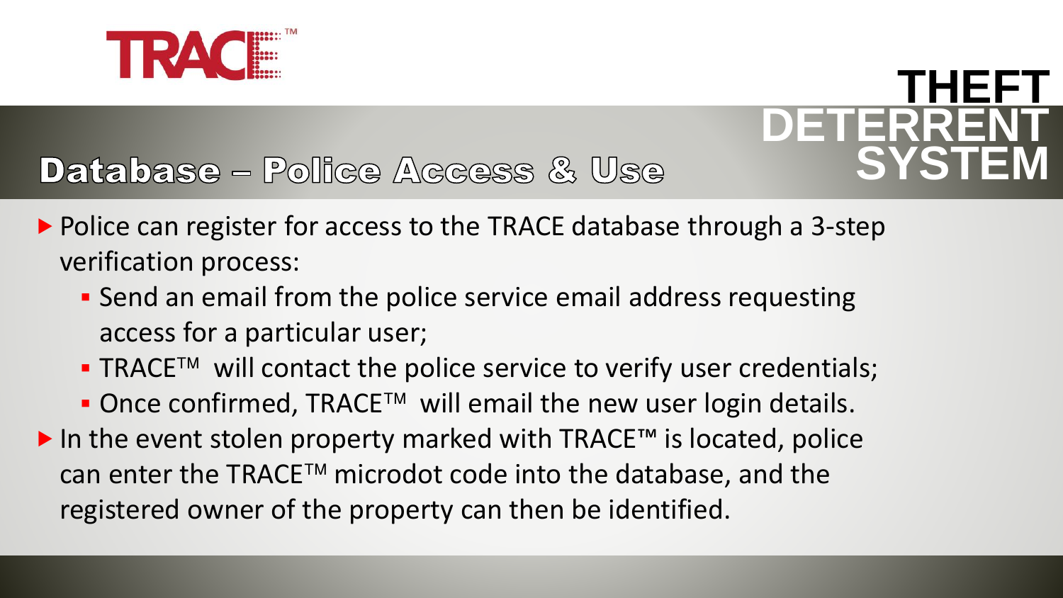# THEFT DETERRENT SYSTEM

## Database – Police Access & Use

- Police can register for access to the TRACE database through a 3-step verification process:
  - Send an email from the police service email address requesting access for a particular user;
  - TRACE™ will contact the police service to verify user credentials;
  - Once confirmed, TRACE™ will email the new user login details.
- In the event stolen property marked with TRACE™ is located, police can enter the TRACE™ microdot code into the database, and the registered owner of the property can then be identified.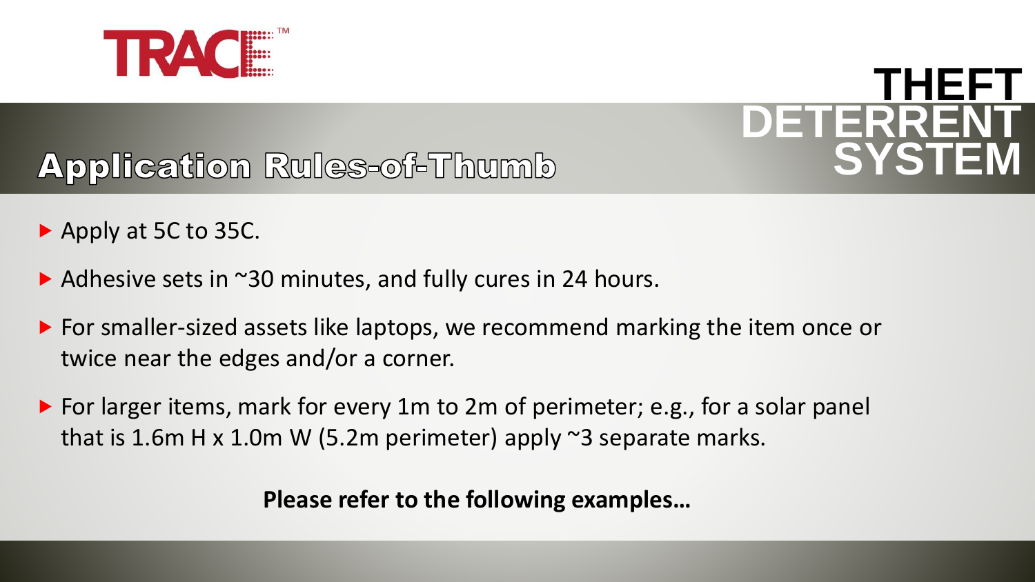TRACE™

# THEFT DETERRENT SYSTEM

## Application Rules-of-Thumb

- Apply at 5C to 35C.
- Adhesive sets in ~30 minutes, and fully cures in 24 hours.
- For smaller-sized assets like laptops, we recommend marking the item once or twice near the edges and/or a corner.
- For larger items, mark for every 1m to 2m of perimeter; e.g., for a solar panel that is 1.6m H x 1.0m W (5.2m perimeter) apply ~3 separate marks.

**Please refer to the following examples…**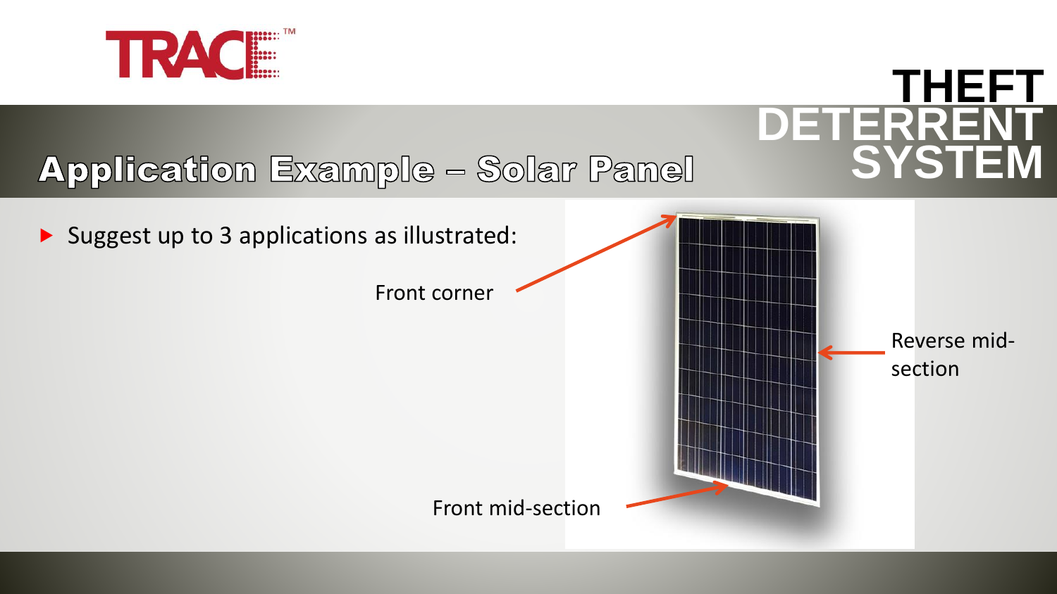## Application Example – Solar Panel

- Suggest up to 3 applications as illustrated:

Front corner

Reverse mid-section

Front mid-section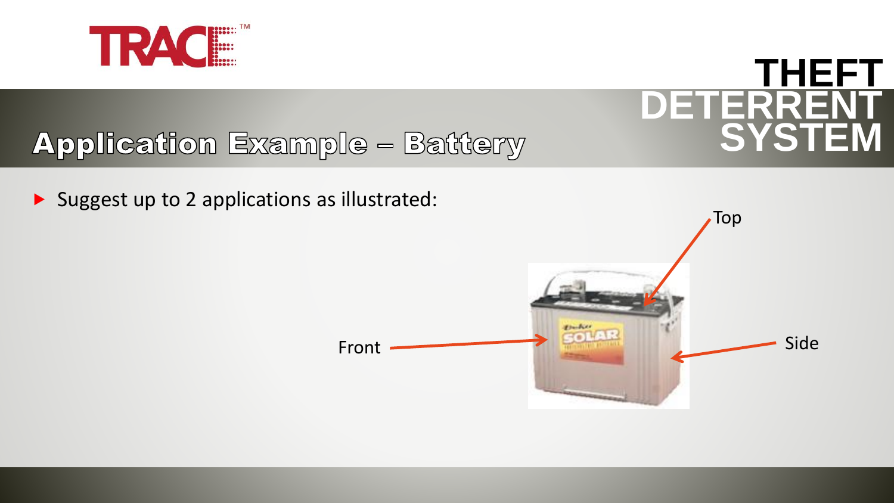## Application Example – Battery

- Suggest up to 2 applications as illustrated:

Top

Front

Side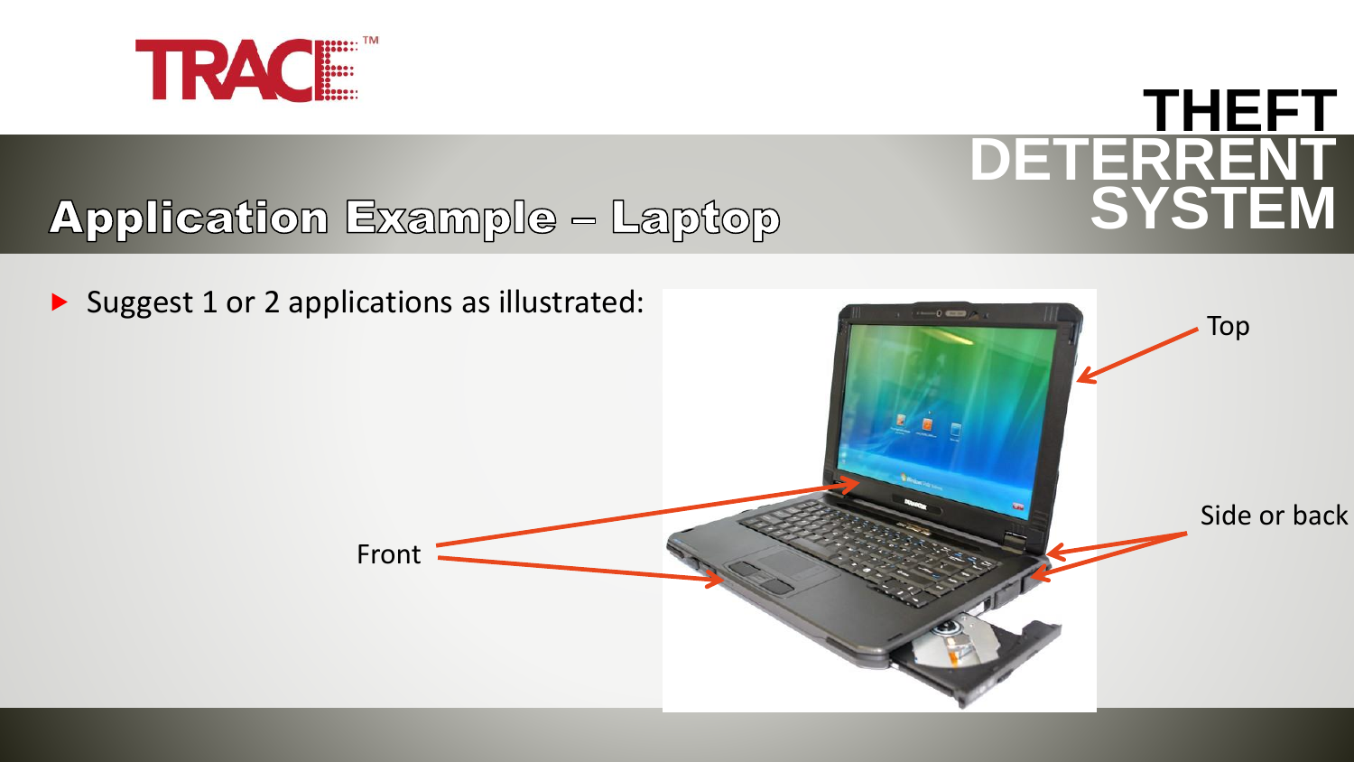# THEFT DETERRENT SYSTEM

## Application Example – Laptop

- Suggest 1 or 2 applications as illustrated:

Top

Side or back

Front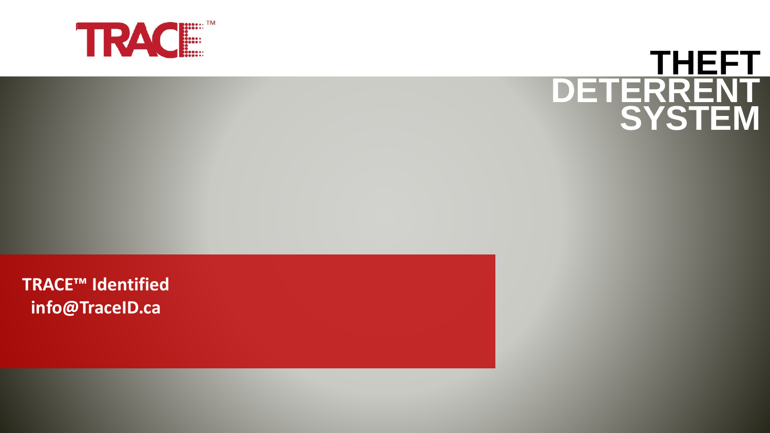TRACE™

# THEFT DETERRENT SYSTEM

**TRACE™ Identified**
**info@TraceID.ca**